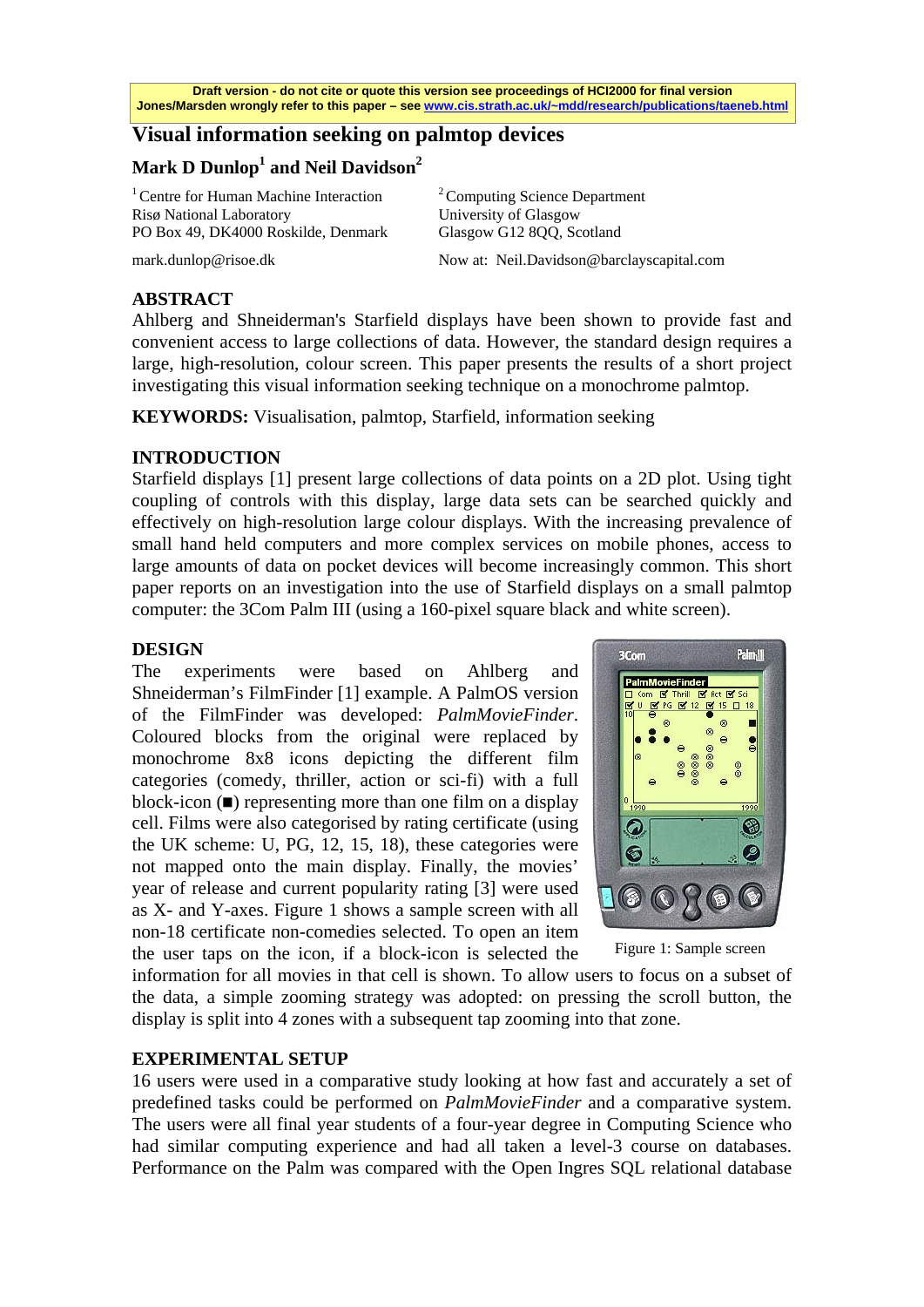**Draft version - do not cite or quote this version see proceedings of HCI2000 for final version**
**Jones/Marsden wrongly refer to this paper – see www.cis.strath.ac.uk/~mdd/research/publications/taeneb.html**

# Visual information seeking on palmtop devices

## Mark D Dunlop[1] and Neil Davidson[2]

[1] Centre for Human Machine Interaction
Risø National Laboratory
PO Box 49, DK4000 Roskilde, Denmark

mark.dunlop@risoe.dk

[2] Computing Science Department
University of Glasgow
Glasgow G12 8QQ, Scotland

Now at: Neil.Davidson@barclayscapital.com

## ABSTRACT

Ahlberg and Shneiderman's Starfield displays have been shown to provide fast and convenient access to large collections of data. However, the standard design requires a large, high-resolution, colour screen. This paper presents the results of a short project investigating this visual information seeking technique on a monochrome palmtop.

**KEYWORDS:** Visualisation, palmtop, Starfield, information seeking

## INTRODUCTION

Starfield displays [1] present large collections of data points on a 2D plot. Using tight coupling of controls with this display, large data sets can be searched quickly and effectively on high-resolution large colour displays. With the increasing prevalence of small hand held computers and more complex services on mobile phones, access to large amounts of data on pocket devices will become increasingly common. This short paper reports on an investigation into the use of Starfield displays on a small palmtop computer: the 3Com Palm III (using a 160-pixel square black and white screen).

## DESIGN

The experiments were based on Ahlberg and Shneiderman's FilmFinder [1] example. A PalmOS version of the FilmFinder was developed: *PalmMovieFinder*. Coloured blocks from the original were replaced by monochrome 8x8 icons depicting the different film categories (comedy, thriller, action or sci-fi) with a full block-icon (■) representing more than one film on a display cell. Films were also categorised by rating certificate (using the UK scheme: U, PG, 12, 15, 18), these categories were not mapped onto the main display. Finally, the movies' year of release and current popularity rating [3] were used as X- and Y-axes. Figure 1 shows a sample screen with all non-18 certificate non-comedies selected. To open an item the user taps on the icon, if a block-icon is selected the information for all movies in that cell is shown. To allow users to focus on a subset of the data, a simple zooming strategy was adopted: on pressing the scroll button, the display is split into 4 zones with a subsequent tap zooming into that zone.

Figure 1: Sample screen

## EXPERIMENTAL SETUP

16 users were used in a comparative study looking at how fast and accurately a set of predefined tasks could be performed on *PalmMovieFinder* and a comparative system. The users were all final year students of a four-year degree in Computing Science who had similar computing experience and had all taken a level-3 course on databases. Performance on the Palm was compared with the Open Ingres SQL relational database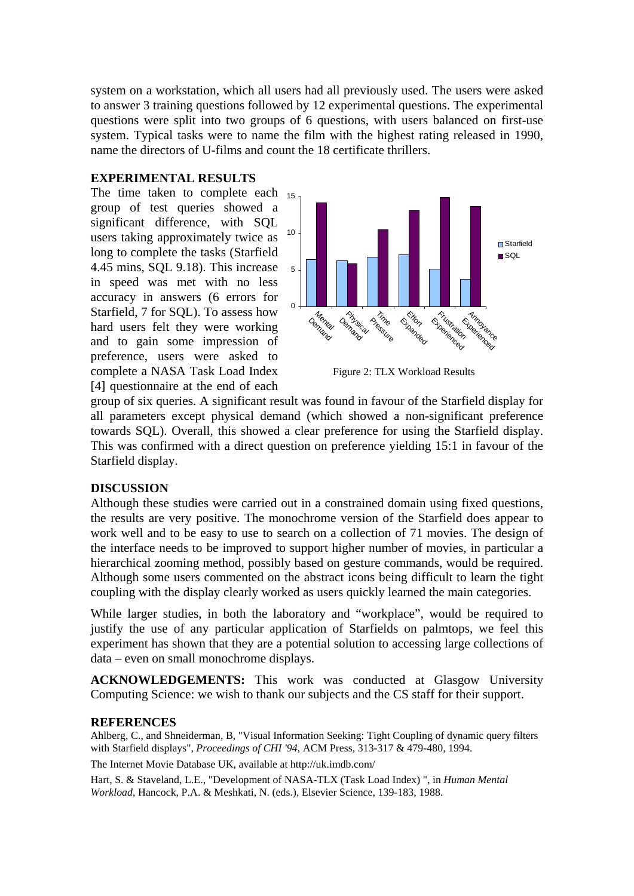system on a workstation, which all users had all previously used. The users were asked to answer 3 training questions followed by 12 experimental questions. The experimental questions were split into two groups of 6 questions, with users balanced on first-use system. Typical tasks were to name the film with the highest rating released in 1990, name the directors of U-films and count the 18 certificate thrillers.

## EXPERIMENTAL RESULTS

The time taken to complete each group of test queries showed a significant difference, with SQL users taking approximately twice as long to complete the tasks (Starfield 4.45 mins, SQL 9.18). This increase in speed was met with no less accuracy in answers (6 errors for Starfield, 7 for SQL). To assess how hard users felt they were working and to gain some impression of preference, users were asked to complete a NASA Task Load Index [4] questionnaire at the end of each group of six queries. A significant result was found in favour of the Starfield display for all parameters except physical demand (which showed a non-significant preference towards SQL). Overall, this showed a clear preference for using the Starfield display. This was confirmed with a direct question on preference yielding 15:1 in favour of the Starfield display.

15
10
5
0
Starfield
SQL
Mental Demand
Physical Demand
Time Pressure
Effort Expanded
Frustration Experienced
Annoyance Experienced

Figure 2: TLX Workload Results

## DISCUSSION

Although these studies were carried out in a constrained domain using fixed questions, the results are very positive. The monochrome version of the Starfield does appear to work well and to be easy to use to search on a collection of 71 movies. The design of the interface needs to be improved to support higher number of movies, in particular a hierarchical zooming method, possibly based on gesture commands, would be required. Although some users commented on the abstract icons being difficult to learn the tight coupling with the display clearly worked as users quickly learned the main categories.

While larger studies, in both the laboratory and "workplace", would be required to justify the use of any particular application of Starfields on palmtops, we feel this experiment has shown that they are a potential solution to accessing large collections of data – even on small monochrome displays.

**ACKNOWLEDGEMENTS:** This work was conducted at Glasgow University Computing Science: we wish to thank our subjects and the CS staff for their support.

## REFERENCES

Ahlberg, C., and Shneiderman, B, "Visual Information Seeking: Tight Coupling of dynamic query filters with Starfield displays", *Proceedings of CHI '94*, ACM Press, 313-317 & 479-480, 1994.

The Internet Movie Database UK, available at http://uk.imdb.com/

Hart, S. & Staveland, L.E., "Development of NASA-TLX (Task Load Index) ", in *Human Mental Workload*, Hancock, P.A. & Meshkati, N. (eds.), Elsevier Science, 139-183, 1988.